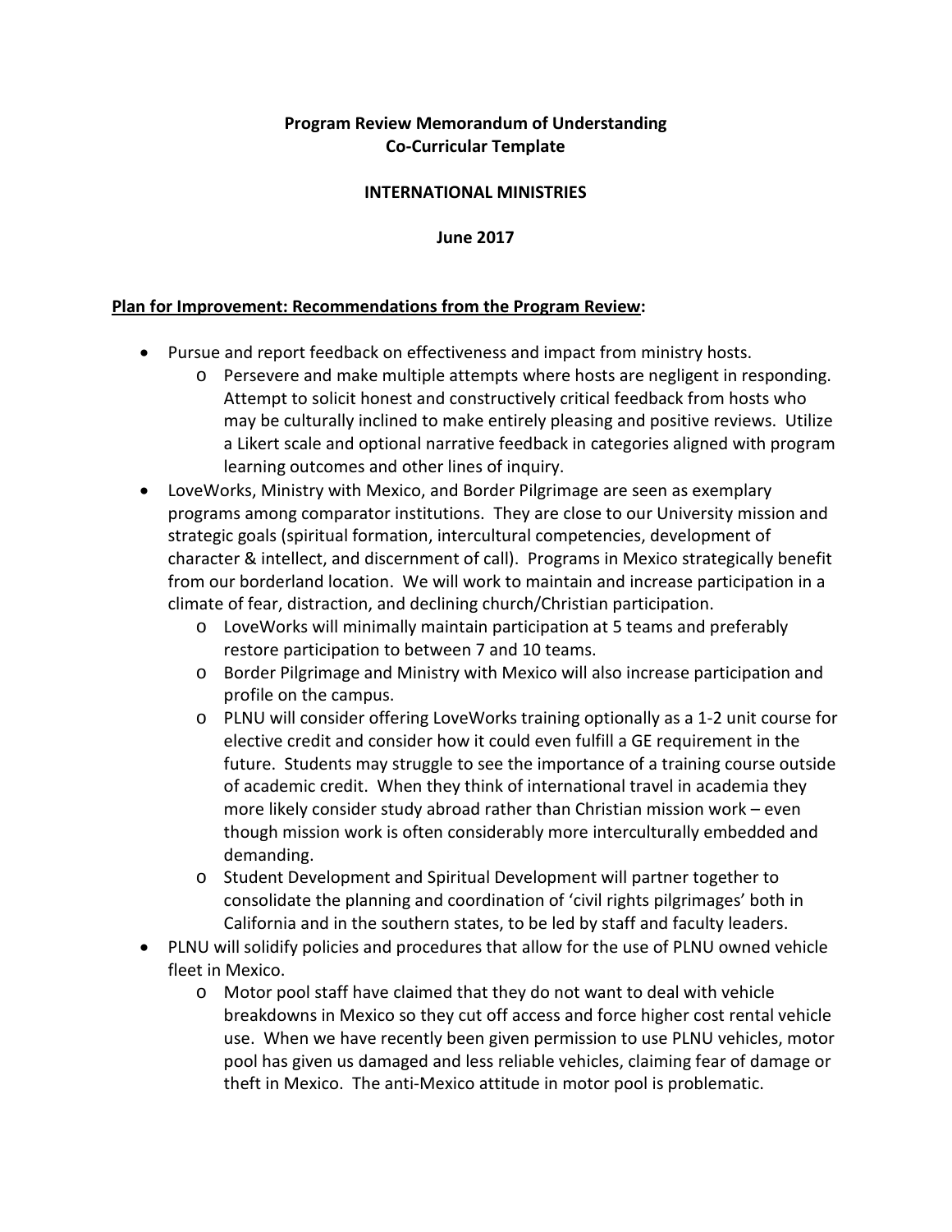**Program Review Memorandum of Understanding**
**Co-Curricular Template**

**INTERNATIONAL MINISTRIES**

**June 2017**

**Plan for Improvement: Recommendations from the Program Review:**

- Pursue and report feedback on effectiveness and impact from ministry hosts.
  - Persevere and make multiple attempts where hosts are negligent in responding. Attempt to solicit honest and constructively critical feedback from hosts who may be culturally inclined to make entirely pleasing and positive reviews. Utilize a Likert scale and optional narrative feedback in categories aligned with program learning outcomes and other lines of inquiry.
- LoveWorks, Ministry with Mexico, and Border Pilgrimage are seen as exemplary programs among comparator institutions. They are close to our University mission and strategic goals (spiritual formation, intercultural competencies, development of character & intellect, and discernment of call). Programs in Mexico strategically benefit from our borderland location. We will work to maintain and increase participation in a climate of fear, distraction, and declining church/Christian participation.
  - LoveWorks will minimally maintain participation at 5 teams and preferably restore participation to between 7 and 10 teams.
  - Border Pilgrimage and Ministry with Mexico will also increase participation and profile on the campus.
  - PLNU will consider offering LoveWorks training optionally as a 1-2 unit course for elective credit and consider how it could even fulfill a GE requirement in the future. Students may struggle to see the importance of a training course outside of academic credit. When they think of international travel in academia they more likely consider study abroad rather than Christian mission work – even though mission work is often considerably more interculturally embedded and demanding.
  - Student Development and Spiritual Development will partner together to consolidate the planning and coordination of 'civil rights pilgrimages' both in California and in the southern states, to be led by staff and faculty leaders.
- PLNU will solidify policies and procedures that allow for the use of PLNU owned vehicle fleet in Mexico.
  - Motor pool staff have claimed that they do not want to deal with vehicle breakdowns in Mexico so they cut off access and force higher cost rental vehicle use. When we have recently been given permission to use PLNU vehicles, motor pool has given us damaged and less reliable vehicles, claiming fear of damage or theft in Mexico. The anti-Mexico attitude in motor pool is problematic.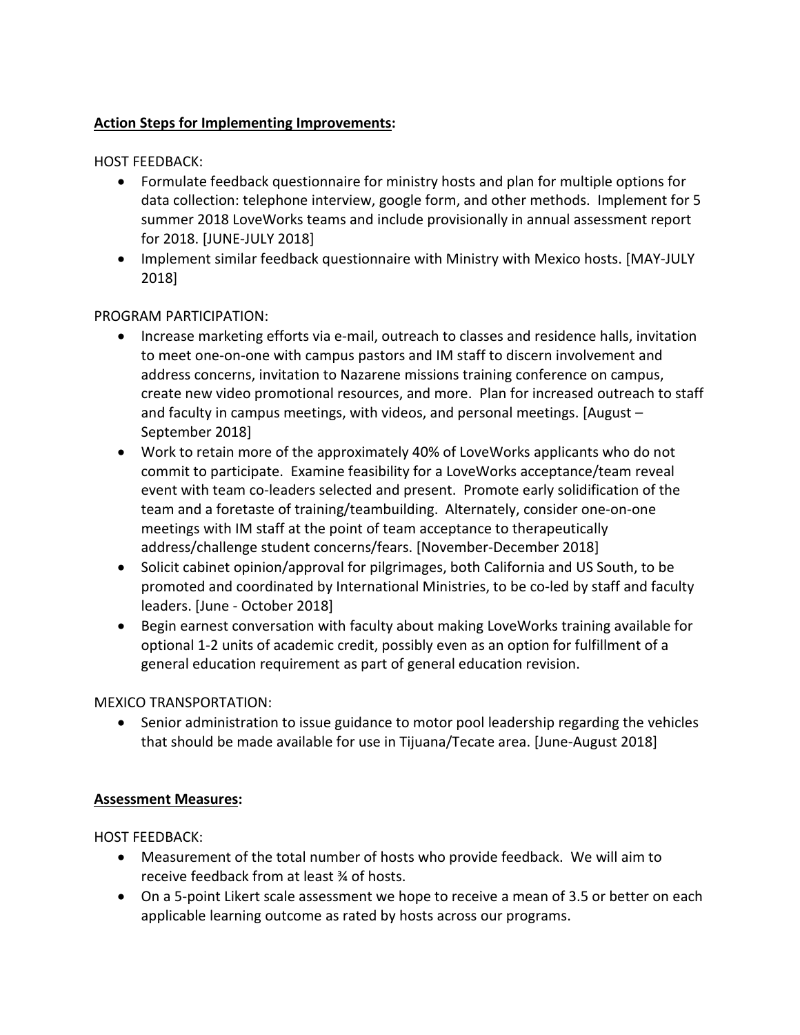**Action Steps for Implementing Improvements:**

HOST FEEDBACK:

- Formulate feedback questionnaire for ministry hosts and plan for multiple options for data collection: telephone interview, google form, and other methods. Implement for 5 summer 2018 LoveWorks teams and include provisionally in annual assessment report for 2018. [JUNE-JULY 2018]
- Implement similar feedback questionnaire with Ministry with Mexico hosts. [MAY-JULY 2018]

PROGRAM PARTICIPATION:

- Increase marketing efforts via e-mail, outreach to classes and residence halls, invitation to meet one-on-one with campus pastors and IM staff to discern involvement and address concerns, invitation to Nazarene missions training conference on campus, create new video promotional resources, and more. Plan for increased outreach to staff and faculty in campus meetings, with videos, and personal meetings. [August – September 2018]
- Work to retain more of the approximately 40% of LoveWorks applicants who do not commit to participate. Examine feasibility for a LoveWorks acceptance/team reveal event with team co-leaders selected and present. Promote early solidification of the team and a foretaste of training/teambuilding. Alternately, consider one-on-one meetings with IM staff at the point of team acceptance to therapeutically address/challenge student concerns/fears. [November-December 2018]
- Solicit cabinet opinion/approval for pilgrimages, both California and US South, to be promoted and coordinated by International Ministries, to be co-led by staff and faculty leaders. [June - October 2018]
- Begin earnest conversation with faculty about making LoveWorks training available for optional 1-2 units of academic credit, possibly even as an option for fulfillment of a general education requirement as part of general education revision.

MEXICO TRANSPORTATION:

- Senior administration to issue guidance to motor pool leadership regarding the vehicles that should be made available for use in Tijuana/Tecate area. [June-August 2018]

**Assessment Measures:**

HOST FEEDBACK:

- Measurement of the total number of hosts who provide feedback. We will aim to receive feedback from at least ¾ of hosts.
- On a 5-point Likert scale assessment we hope to receive a mean of 3.5 or better on each applicable learning outcome as rated by hosts across our programs.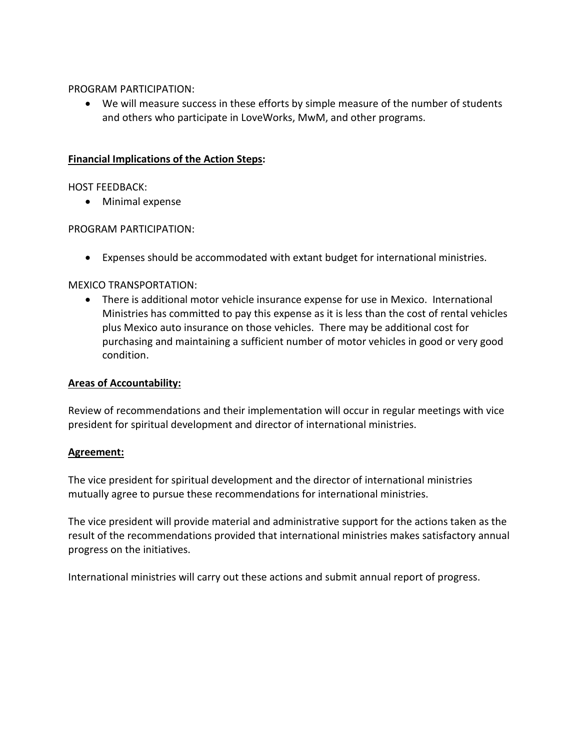PROGRAM PARTICIPATION:

- We will measure success in these efforts by simple measure of the number of students and others who participate in LoveWorks, MwM, and other programs.

**Financial Implications of the Action Steps:**

HOST FEEDBACK:

- Minimal expense

PROGRAM PARTICIPATION:

- Expenses should be accommodated with extant budget for international ministries.

MEXICO TRANSPORTATION:

- There is additional motor vehicle insurance expense for use in Mexico. International Ministries has committed to pay this expense as it is less than the cost of rental vehicles plus Mexico auto insurance on those vehicles. There may be additional cost for purchasing and maintaining a sufficient number of motor vehicles in good or very good condition.

**Areas of Accountability:**

Review of recommendations and their implementation will occur in regular meetings with vice president for spiritual development and director of international ministries.

**Agreement:**

The vice president for spiritual development and the director of international ministries mutually agree to pursue these recommendations for international ministries.

The vice president will provide material and administrative support for the actions taken as the result of the recommendations provided that international ministries makes satisfactory annual progress on the initiatives.

International ministries will carry out these actions and submit annual report of progress.